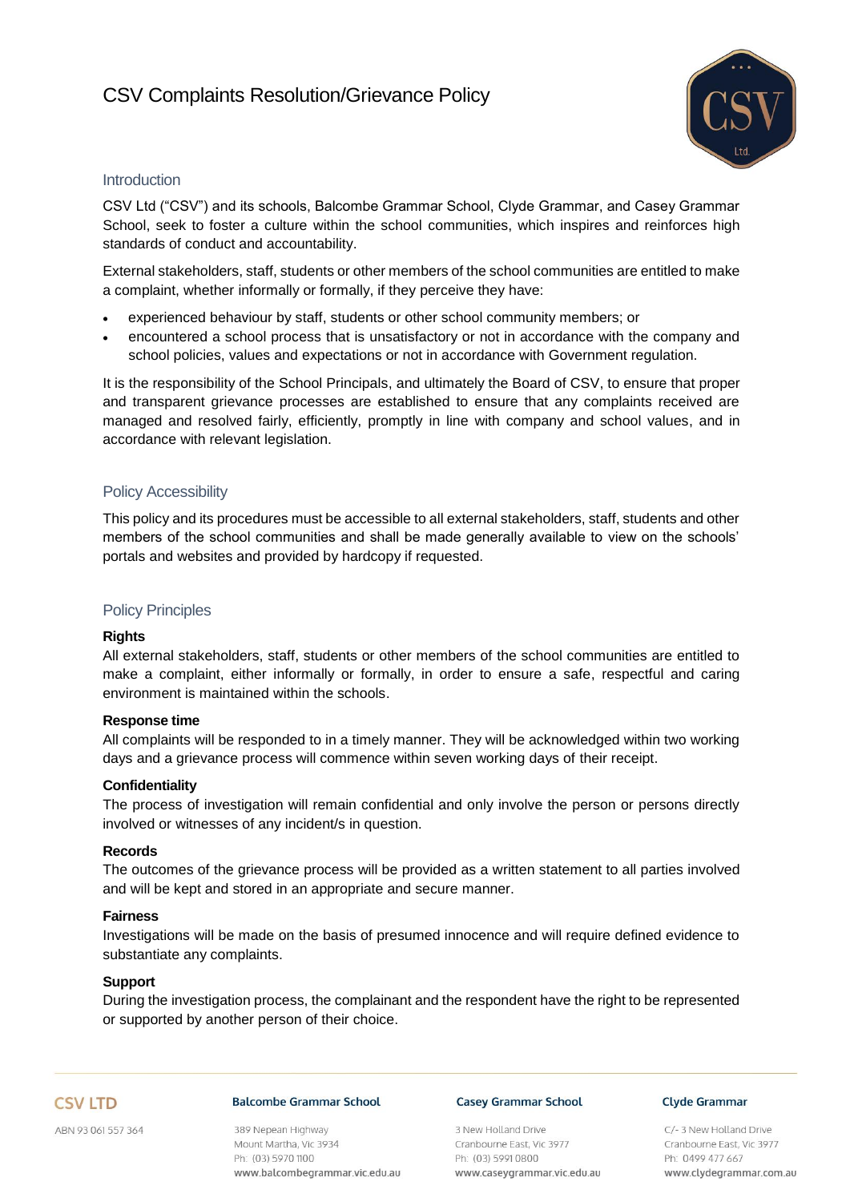# CSV Complaints Resolution/Grievance Policy

## Introduction

CSV Ltd ("CSV") and its schools, Balcombe Grammar School, Clyde Grammar, and Casey Grammar School, seek to foster a culture within the school communities, which inspires and reinforces high standards of conduct and accountability.

External stakeholders, staff, students or other members of the school communities are entitled to make a complaint, whether informally or formally, if they perceive they have:

- experienced behaviour by staff, students or other school community members; or
- encountered a school process that is unsatisfactory or not in accordance with the company and school policies, values and expectations or not in accordance with Government regulation.

It is the responsibility of the School Principals, and ultimately the Board of CSV, to ensure that proper and transparent grievance processes are established to ensure that any complaints received are managed and resolved fairly, efficiently, promptly in line with company and school values, and in accordance with relevant legislation.

## Policy Accessibility

This policy and its procedures must be accessible to all external stakeholders, staff, students and other members of the school communities and shall be made generally available to view on the schools' portals and websites and provided by hardcopy if requested.

## Policy Principles

**Rights**

All external stakeholders, staff, students or other members of the school communities are entitled to make a complaint, either informally or formally, in order to ensure a safe, respectful and caring environment is maintained within the schools.

**Response time**

All complaints will be responded to in a timely manner. They will be acknowledged within two working days and a grievance process will commence within seven working days of their receipt.

**Confidentiality**

The process of investigation will remain confidential and only involve the person or persons directly involved or witnesses of any incident/s in question.

**Records**

The outcomes of the grievance process will be provided as a written statement to all parties involved and will be kept and stored in an appropriate and secure manner.

**Fairness**

Investigations will be made on the basis of presumed innocence and will require defined evidence to substantiate any complaints.

**Support**

During the investigation process, the complainant and the respondent have the right to be represented or supported by another person of their choice.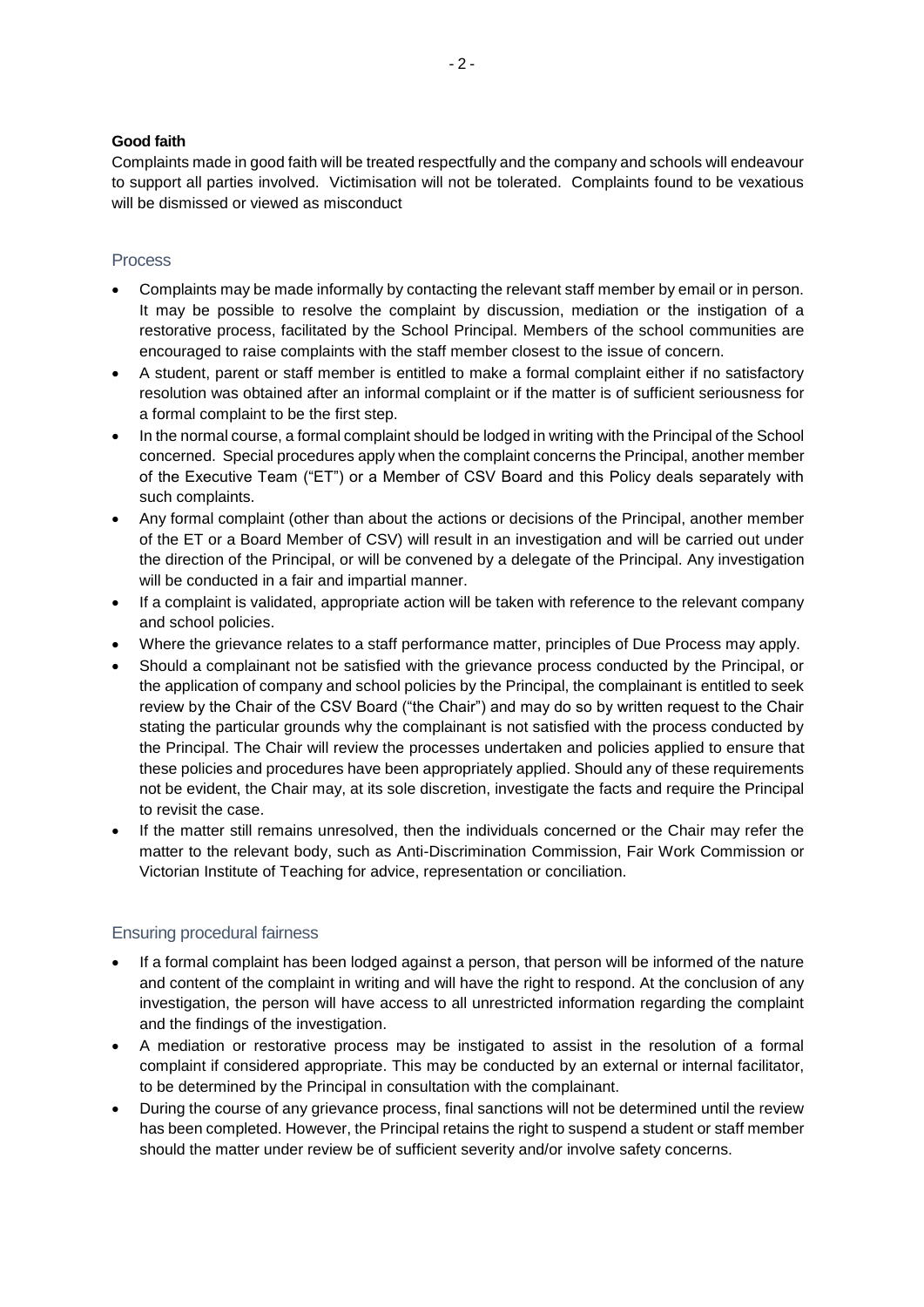**Good faith**

Complaints made in good faith will be treated respectfully and the company and schools will endeavour to support all parties involved. Victimisation will not be tolerated. Complaints found to be vexatious will be dismissed or viewed as misconduct

## Process

- Complaints may be made informally by contacting the relevant staff member by email or in person. It may be possible to resolve the complaint by discussion, mediation or the instigation of a restorative process, facilitated by the School Principal. Members of the school communities are encouraged to raise complaints with the staff member closest to the issue of concern.
- A student, parent or staff member is entitled to make a formal complaint either if no satisfactory resolution was obtained after an informal complaint or if the matter is of sufficient seriousness for a formal complaint to be the first step.
- In the normal course, a formal complaint should be lodged in writing with the Principal of the School concerned. Special procedures apply when the complaint concerns the Principal, another member of the Executive Team ("ET") or a Member of CSV Board and this Policy deals separately with such complaints.
- Any formal complaint (other than about the actions or decisions of the Principal, another member of the ET or a Board Member of CSV) will result in an investigation and will be carried out under the direction of the Principal, or will be convened by a delegate of the Principal. Any investigation will be conducted in a fair and impartial manner.
- If a complaint is validated, appropriate action will be taken with reference to the relevant company and school policies.
- Where the grievance relates to a staff performance matter, principles of Due Process may apply.
- Should a complainant not be satisfied with the grievance process conducted by the Principal, or the application of company and school policies by the Principal, the complainant is entitled to seek review by the Chair of the CSV Board ("the Chair") and may do so by written request to the Chair stating the particular grounds why the complainant is not satisfied with the process conducted by the Principal. The Chair will review the processes undertaken and policies applied to ensure that these policies and procedures have been appropriately applied. Should any of these requirements not be evident, the Chair may, at its sole discretion, investigate the facts and require the Principal to revisit the case.
- If the matter still remains unresolved, then the individuals concerned or the Chair may refer the matter to the relevant body, such as Anti-Discrimination Commission, Fair Work Commission or Victorian Institute of Teaching for advice, representation or conciliation.

## Ensuring procedural fairness

- If a formal complaint has been lodged against a person, that person will be informed of the nature and content of the complaint in writing and will have the right to respond. At the conclusion of any investigation, the person will have access to all unrestricted information regarding the complaint and the findings of the investigation.
- A mediation or restorative process may be instigated to assist in the resolution of a formal complaint if considered appropriate. This may be conducted by an external or internal facilitator, to be determined by the Principal in consultation with the complainant.
- During the course of any grievance process, final sanctions will not be determined until the review has been completed. However, the Principal retains the right to suspend a student or staff member should the matter under review be of sufficient severity and/or involve safety concerns.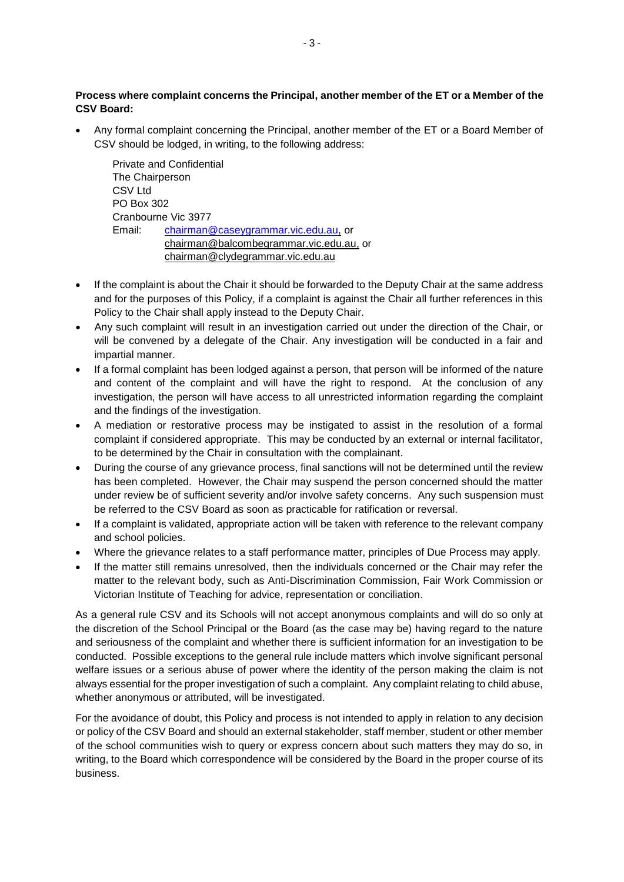**Process where complaint concerns the Principal, another member of the ET or a Member of the CSV Board:**

- Any formal complaint concerning the Principal, another member of the ET or a Board Member of CSV should be lodged, in writing, to the following address:

  Private and Confidential
  The Chairperson
  CSV Ltd
  PO Box 302
  Cranbourne Vic 3977
  Email: chairman@caseygrammar.vic.edu.au, or
  chairman@balcombegrammar.vic.edu.au, or
  chairman@clydegrammar.vic.edu.au

- If the complaint is about the Chair it should be forwarded to the Deputy Chair at the same address and for the purposes of this Policy, if a complaint is against the Chair all further references in this Policy to the Chair shall apply instead to the Deputy Chair.
- Any such complaint will result in an investigation carried out under the direction of the Chair, or will be convened by a delegate of the Chair. Any investigation will be conducted in a fair and impartial manner.
- If a formal complaint has been lodged against a person, that person will be informed of the nature and content of the complaint and will have the right to respond. At the conclusion of any investigation, the person will have access to all unrestricted information regarding the complaint and the findings of the investigation.
- A mediation or restorative process may be instigated to assist in the resolution of a formal complaint if considered appropriate. This may be conducted by an external or internal facilitator, to be determined by the Chair in consultation with the complainant.
- During the course of any grievance process, final sanctions will not be determined until the review has been completed. However, the Chair may suspend the person concerned should the matter under review be of sufficient severity and/or involve safety concerns. Any such suspension must be referred to the CSV Board as soon as practicable for ratification or reversal.
- If a complaint is validated, appropriate action will be taken with reference to the relevant company and school policies.
- Where the grievance relates to a staff performance matter, principles of Due Process may apply.
- If the matter still remains unresolved, then the individuals concerned or the Chair may refer the matter to the relevant body, such as Anti-Discrimination Commission, Fair Work Commission or Victorian Institute of Teaching for advice, representation or conciliation.

As a general rule CSV and its Schools will not accept anonymous complaints and will do so only at the discretion of the School Principal or the Board (as the case may be) having regard to the nature and seriousness of the complaint and whether there is sufficient information for an investigation to be conducted. Possible exceptions to the general rule include matters which involve significant personal welfare issues or a serious abuse of power where the identity of the person making the claim is not always essential for the proper investigation of such a complaint. Any complaint relating to child abuse, whether anonymous or attributed, will be investigated.

For the avoidance of doubt, this Policy and process is not intended to apply in relation to any decision or policy of the CSV Board and should an external stakeholder, staff member, student or other member of the school communities wish to query or express concern about such matters they may do so, in writing, to the Board which correspondence will be considered by the Board in the proper course of its business.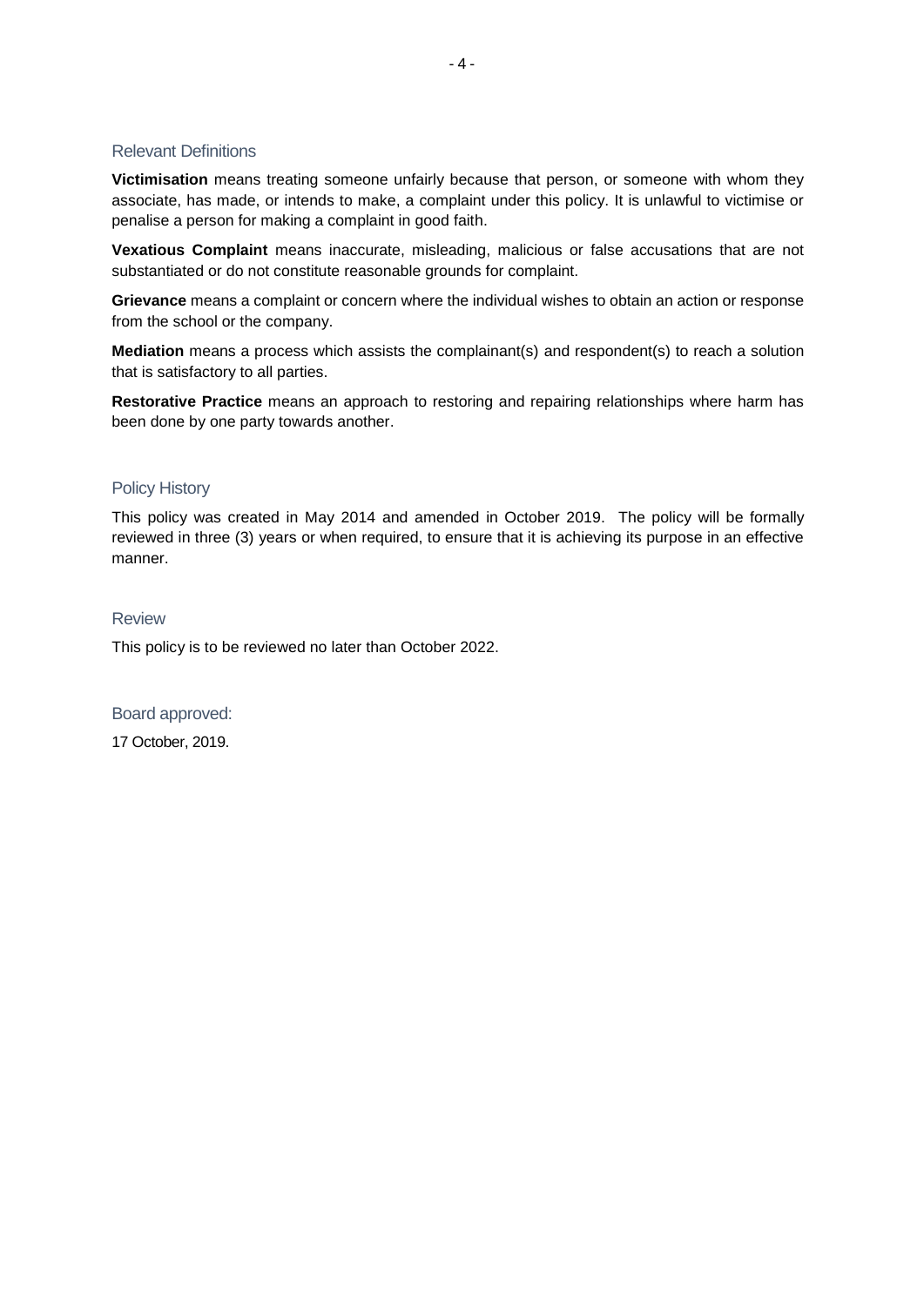## Relevant Definitions

**Victimisation** means treating someone unfairly because that person, or someone with whom they associate, has made, or intends to make, a complaint under this policy. It is unlawful to victimise or penalise a person for making a complaint in good faith.

**Vexatious Complaint** means inaccurate, misleading, malicious or false accusations that are not substantiated or do not constitute reasonable grounds for complaint.

**Grievance** means a complaint or concern where the individual wishes to obtain an action or response from the school or the company.

**Mediation** means a process which assists the complainant(s) and respondent(s) to reach a solution that is satisfactory to all parties.

**Restorative Practice** means an approach to restoring and repairing relationships where harm has been done by one party towards another.

## Policy History

This policy was created in May 2014 and amended in October 2019. The policy will be formally reviewed in three (3) years or when required, to ensure that it is achieving its purpose in an effective manner.

## Review

This policy is to be reviewed no later than October 2022.

## Board approved:

17 October, 2019.